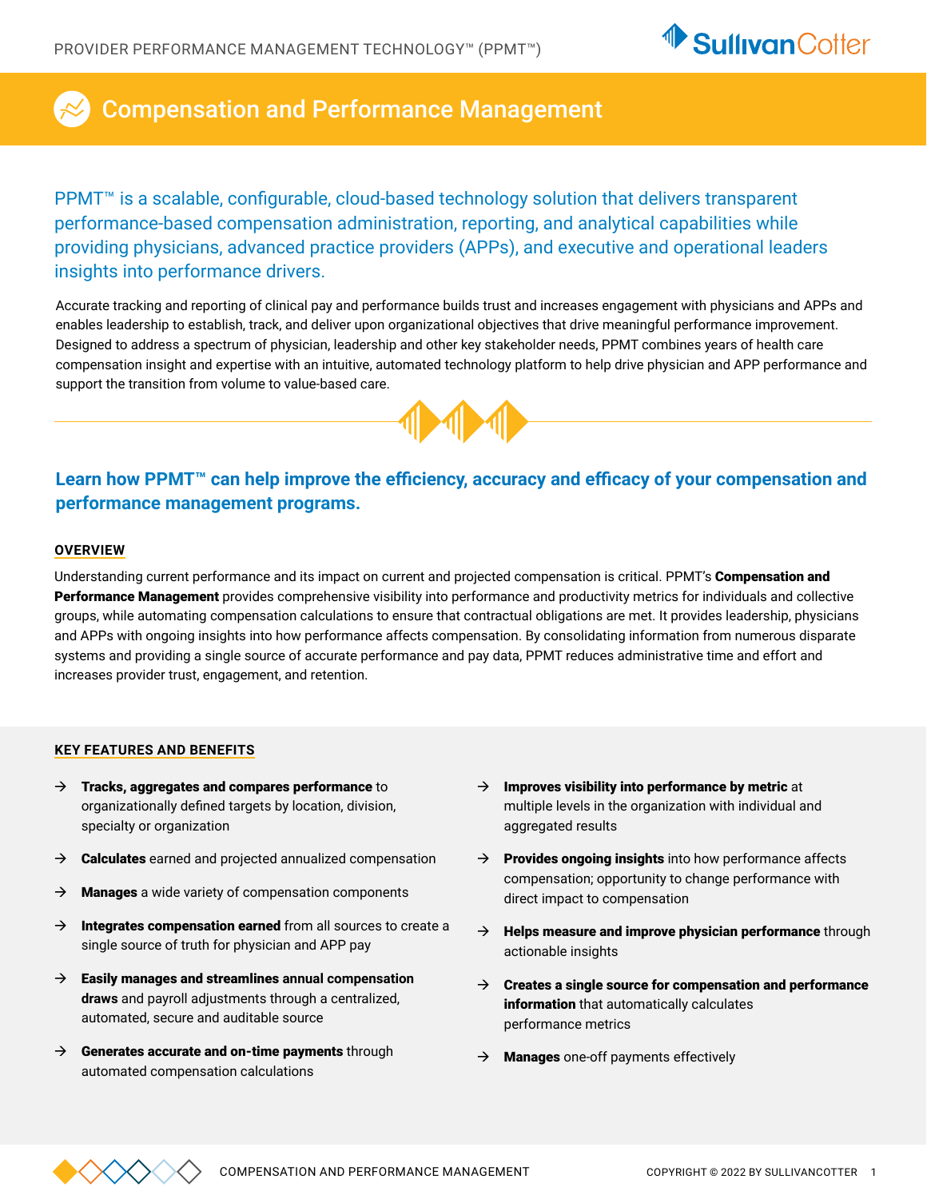# Compensation and Performance Management

PPMT™ is a scalable, configurable, cloud-based technology solution that delivers transparent performance-based compensation administration, reporting, and analytical capabilities while providing physicians, advanced practice providers (APPs), and executive and operational leaders insights into performance drivers.

Accurate tracking and reporting of clinical pay and performance builds trust and increases engagement with physicians and APPs and enables leadership to establish, track, and deliver upon organizational objectives that drive meaningful performance improvement. Designed to address a spectrum of physician, leadership and other key stakeholder needs, PPMT combines years of health care compensation insight and expertise with an intuitive, automated technology platform to help drive physician and APP performance and support the transition from volume to value-based care.

## Learn how PPMT™ can help improve the efficiency, accuracy and efficacy of your compensation and performance management programs.

### OVERVIEW

Understanding current performance and its impact on current and projected compensation is critical. PPMT's **Compensation and Performance Management** provides comprehensive visibility into performance and productivity metrics for individuals and collective groups, while automating compensation calculations to ensure that contractual obligations are met. It provides leadership, physicians and APPs with ongoing insights into how performance affects compensation. By consolidating information from numerous disparate systems and providing a single source of accurate performance and pay data, PPMT reduces administrative time and effort and increases provider trust, engagement, and retention.

### KEY FEATURES AND BENEFITS

- **Tracks, aggregates and compares performance** to organizationally defined targets by location, division, specialty or organization
- **Calculates** earned and projected annualized compensation
- **Manages** a wide variety of compensation components
- **Integrates compensation earned** from all sources to create a single source of truth for physician and APP pay
- **Easily manages and streamlines annual compensation draws** and payroll adjustments through a centralized, automated, secure and auditable source
- **Generates accurate and on-time payments** through automated compensation calculations
- **Improves visibility into performance by metric** at multiple levels in the organization with individual and aggregated results
- **Provides ongoing insights** into how performance affects compensation; opportunity to change performance with direct impact to compensation
- **Helps measure and improve physician performance** through actionable insights
- **Creates a single source for compensation and performance information** that automatically calculates performance metrics
- **Manages** one-off payments effectively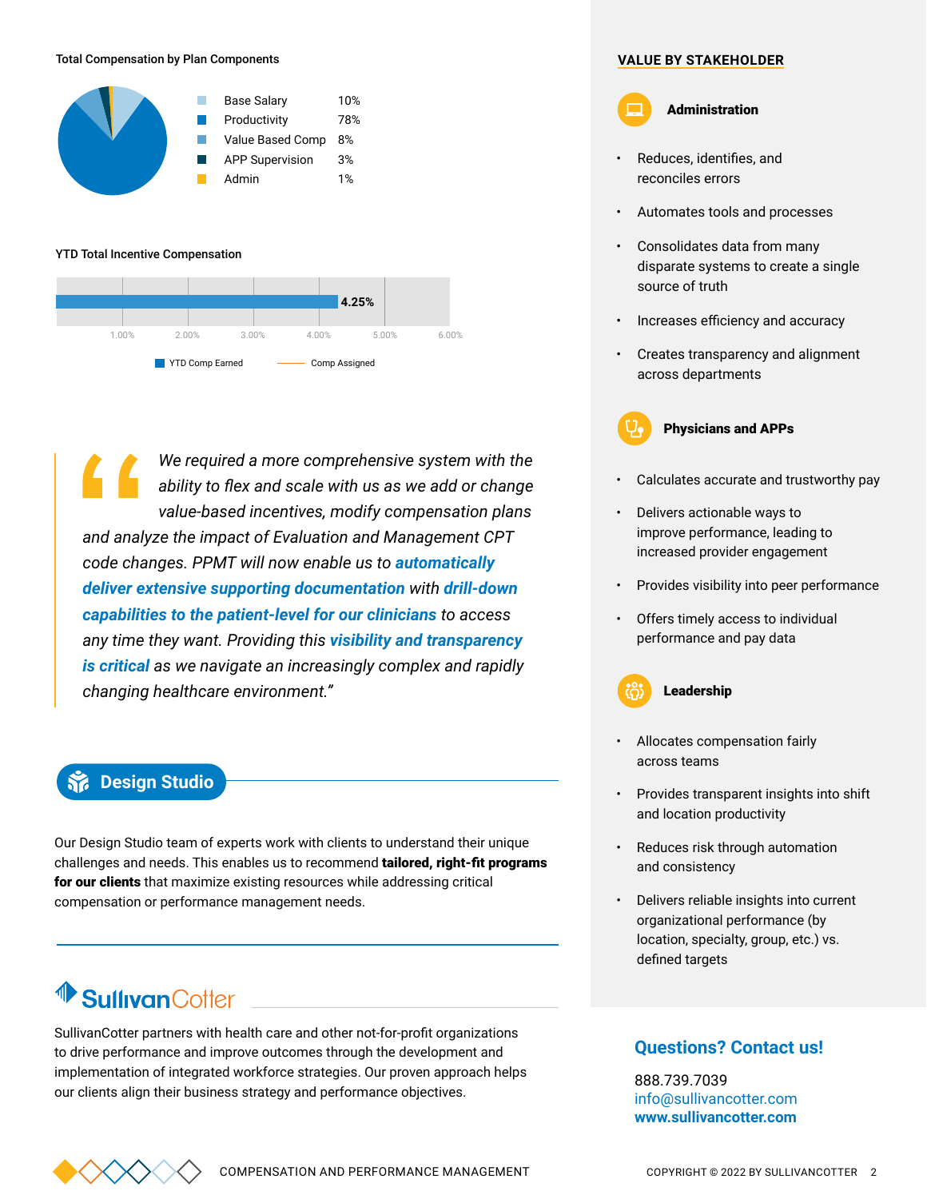Total Compensation by Plan Components

Base Salary 10%
Productivity 78%
Value Based Comp 8%
APP Supervision 3%
Admin 1%

YTD Total Incentive Compensation

4.25%

1.00% 2.00% 3.00% 4.00% 5.00% 6.00%

YTD Comp Earned
Comp Assigned

> *We required a more comprehensive system with the ability to flex and scale with us as we add or change value-based incentives, modify compensation plans and analyze the impact of Evaluation and Management CPT code changes. PPMT will now enable us to* ***automatically deliver extensive supporting documentation*** *with* ***drill-down capabilities to the patient-level for our clinicians*** *to access any time they want. Providing this* ***visibility and transparency is critical*** *as we navigate an increasingly complex and rapidly changing healthcare environment."*

## Design Studio

Our Design Studio team of experts work with clients to understand their unique challenges and needs. This enables us to recommend **tailored, right-fit programs for our clients** that maximize existing resources while addressing critical compensation or performance management needs.

## SullivanCotter

SullivanCotter partners with health care and other not-for-profit organizations to drive performance and improve outcomes through the development and implementation of integrated workforce strategies. Our proven approach helps our clients align their business strategy and performance objectives.

## VALUE BY STAKEHOLDER

### Administration

- Reduces, identifies, and reconciles errors
- Automates tools and processes
- Consolidates data from many disparate systems to create a single source of truth
- Increases efficiency and accuracy
- Creates transparency and alignment across departments

### Physicians and APPs

- Calculates accurate and trustworthy pay
- Delivers actionable ways to improve performance, leading to increased provider engagement
- Provides visibility into peer performance
- Offers timely access to individual performance and pay data

### Leadership

- Allocates compensation fairly across teams
- Provides transparent insights into shift and location productivity
- Reduces risk through automation and consistency
- Delivers reliable insights into current organizational performance (by location, specialty, group, etc.) vs. defined targets

## Questions? Contact us!

888.739.7039
info@sullivancotter.com
**www.sullivancotter.com**

COMPENSATION AND PERFORMANCE MANAGEMENT

COPYRIGHT © 2022 BY SULLIVANCOTTER